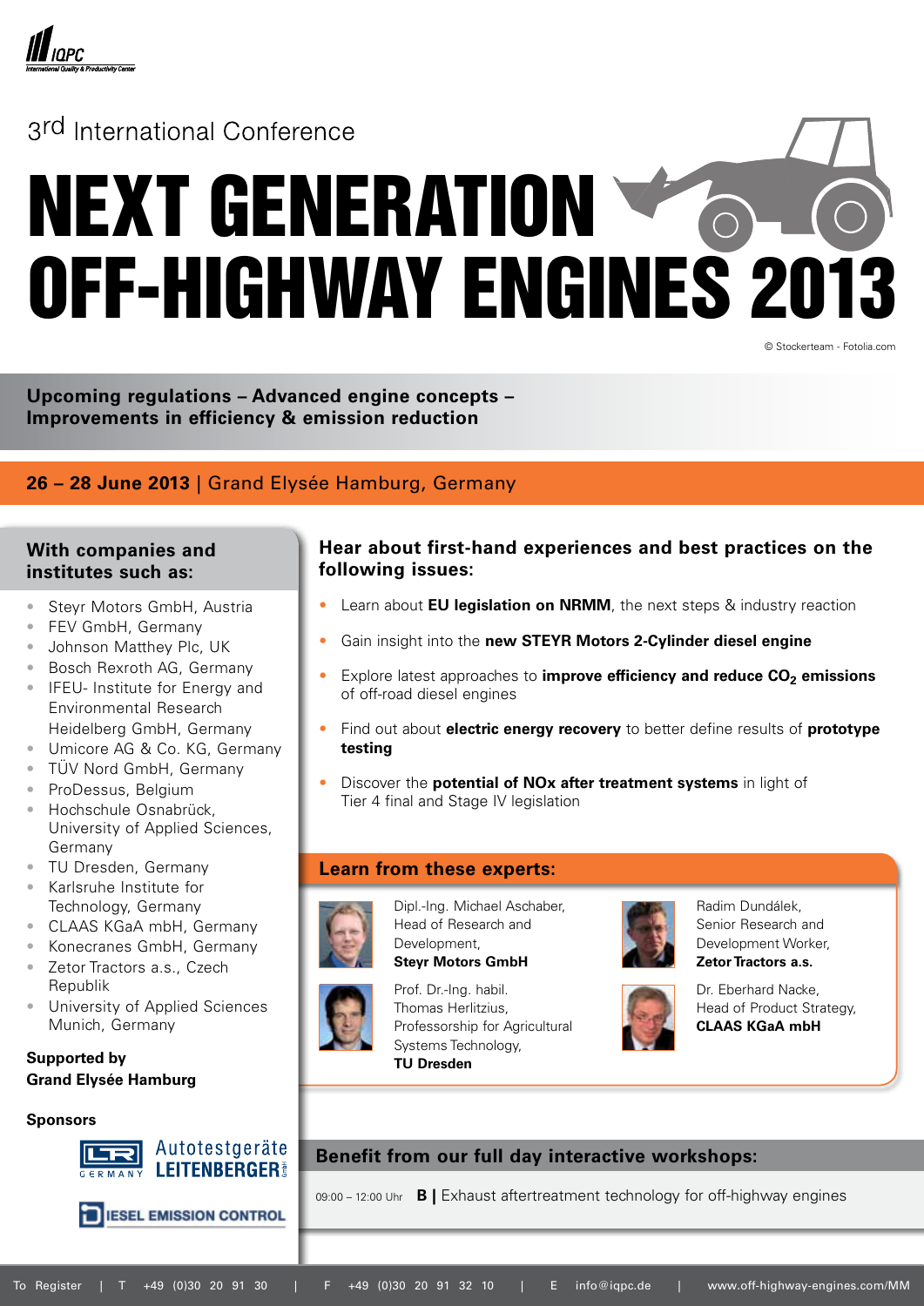IQPC
International Quality & Productivity Center

3rd International Conference

# NEXT GENERATION OFF-HIGHWAY ENGINES 2013

© Stockerteam - Fotolia.com

**Upcoming regulations – Advanced engine concepts – Improvements in efficiency & emission reduction**

**26 – 28 June 2013** | Grand Elysée Hamburg, Germany

## With companies and institutes such as:

- Steyr Motors GmbH, Austria
- FEV GmbH, Germany
- Johnson Matthey Plc, UK
- Bosch Rexroth AG, Germany
- IFEU- Institute for Energy and Environmental Research Heidelberg GmbH, Germany
- Umicore AG & Co. KG, Germany
- TÜV Nord GmbH, Germany
- ProDessus, Belgium
- Hochschule Osnabrück, University of Applied Sciences, Germany
- TU Dresden, Germany
- Karlsruhe Institute for Technology, Germany
- CLAAS KGaA mbH, Germany
- Konecranes GmbH, Germany
- Zetor Tractors a.s., Czech Republik
- University of Applied Sciences Munich, Germany

**Supported by**
**Grand Elysée Hamburg**

**Sponsors**

Autotestgeräte LEITENBERGER GERMANY

DIESEL EMISSION CONTROL

## Hear about first-hand experiences and best practices on the following issues:

- Learn about **EU legislation on NRMM**, the next steps & industry reaction
- Gain insight into the **new STEYR Motors 2-Cylinder diesel engine**
- Explore latest approaches to **improve efficiency and reduce $CO_2$ emissions** of off-road diesel engines
- Find out about **electric energy recovery** to better define results of **prototype testing**
- Discover the **potential of NOx after treatment systems** in light of Tier 4 final and Stage IV legislation

## Learn from these experts:

Dipl.-Ing. Michael Aschaber, Head of Research and Development, **Steyr Motors GmbH**

Radim Dundálek, Senior Research and Development Worker, **Zetor Tractors a.s.**

Prof. Dr.-Ing. habil. Thomas Herlitzius, Professorship for Agricultural Systems Technology, **TU Dresden**

Dr. Eberhard Nacke, Head of Product Strategy, **CLAAS KGaA mbH**

## Benefit from our full day interactive workshops:

09:00 – 12:00 Uhr **B |** Exhaust aftertreatment technology for off-highway engines

To Register | T +49 (0)30 20 91 30 | F +49 (0)30 20 91 32 10 | E info@iqpc.de | www.off-highway-engines.com/MM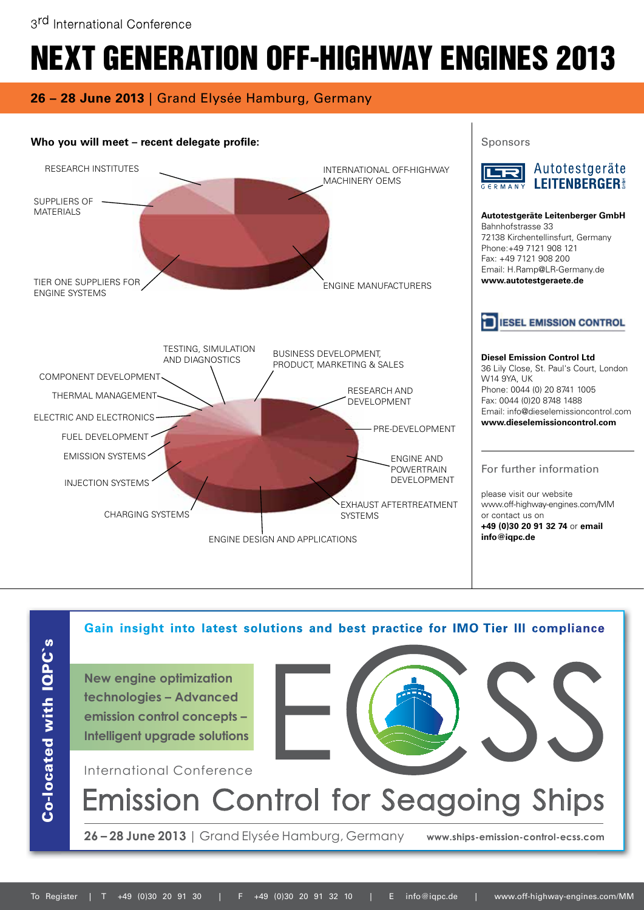3rd International Conference

# NEXT GENERATION OFF-HIGHWAY ENGINES 2013

**26 – 28 June 2013** | Grand Elysée Hamburg, Germany

**Who you will meet – recent delegate profile:**

RESEARCH INSTITUTES
INTERNATIONAL OFF-HIGHWAY MACHINERY OEMS
SUPPLIERS OF MATERIALS
TIER ONE SUPPLIERS FOR ENGINE SYSTEMS
ENGINE MANUFACTURERS

TESTING, SIMULATION AND DIAGNOSTICS
BUSINESS DEVELOPMENT, PRODUCT, MARKETING & SALES
COMPONENT DEVELOPMENT
THERMAL MANAGEMENT
RESEARCH AND DEVELOPMENT
ELECTRIC AND ELECTRONICS
FUEL DEVELOPMENT
PRE-DEVELOPMENT
EMISSION SYSTEMS
ENGINE AND POWERTRAIN DEVELOPMENT
INJECTION SYSTEMS
EXHAUST AFTERTREATMENT SYSTEMS
CHARGING SYSTEMS
ENGINE DESIGN AND APPLICATIONS

Sponsors

**Autotestgeräte Leitenberger GmbH**
Bahnhofstrasse 33
72138 Kirchentellinsfurt, Germany
Phone:+49 7121 908 121
Fax: +49 7121 908 200
Email: H.Ramp@LR-Germany.de
**www.autotestgeraete.de**

**Diesel Emission Control Ltd**
36 Lily Close, St. Paul's Court, London
W14 9YA, UK
Phone: 0044 (0) 20 8741 1005
Fax: 0044 (0)20 8748 1488
Email: info@dieselemissioncontrol.com
**www.dieselemissioncontrol.com**

For further information

please visit our website
www.off-highway-engines.com/MM
or contact us on
**+49 (0)30 20 91 32 74** or **email info@iqpc.de**

**Co-located with IQPC's**

**Gain insight into latest solutions and best practice for IMO Tier III compliance**

**New engine optimization technologies – Advanced emission control concepts – Intelligent upgrade solutions**

ECSS

International Conference

## Emission Control for Seagoing Ships

**26 – 28 June 2013** | Grand Elysée Hamburg, Germany    **www.ships-emission-control-ecss.com**

To Register | T +49 (0)30 20 91 30 | F +49 (0)30 20 91 32 10 | E info@iqpc.de | www.off-highway-engines.com/MM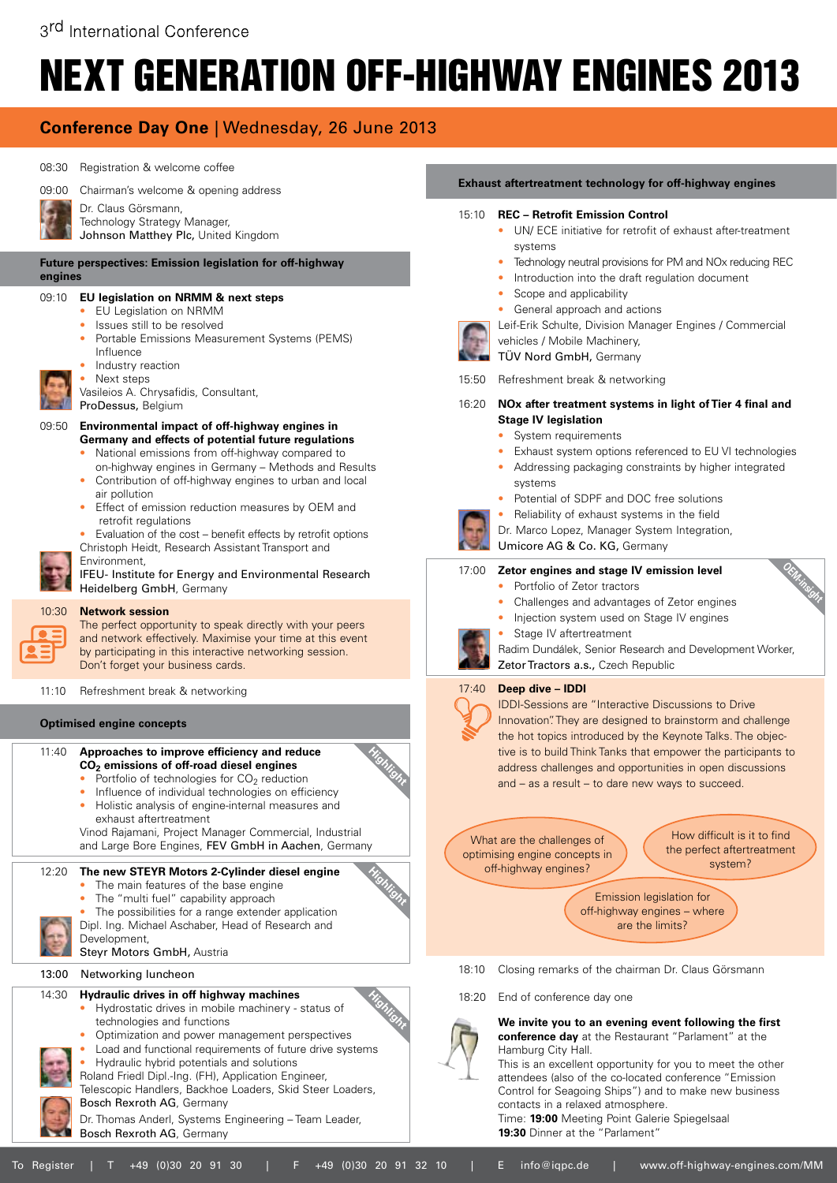3rd International Conference

# NEXT GENERATION OFF-HIGHWAY ENGINES 2013

## Conference Day One | Wednesday, 26 June 2013

08:30 Registration & welcome coffee

09:00 Chairman's welcome & opening address

Dr. Claus Görsmann, Technology Strategy Manager, Johnson Matthey Plc, United Kingdom

### Future perspectives: Emission legislation for off-highway engines

**09:10 EU legislation on NRMM & next steps**

- EU Legislation on NRMM
- Issues still to be resolved
- Portable Emissions Measurement Systems (PEMS) Influence
- Industry reaction
- Next steps

Vasileios A. Chrysafidis, Consultant, ProDessus, Belgium

**09:50 Environmental impact of off-highway engines in Germany and effects of potential future regulations**

- National emissions from off-highway compared to on-highway engines in Germany – Methods and Results
- Contribution of off-highway engines to urban and local air pollution
- Effect of emission reduction measures by OEM and retrofit regulations
- Evaluation of the cost – benefit effects by retrofit options

Christoph Heidt, Research Assistant Transport and Environment, IFEU- Institute for Energy and Environmental Research Heidelberg GmbH, Germany

**10:30 Network session**

The perfect opportunity to speak directly with your peers and network effectively. Maximise your time at this event by participating in this interactive networking session. Don't forget your business cards.

11:10 Refreshment break & networking

### Optimised engine concepts

**11:40 Approaches to improve efficiency and reduce $CO_2$ emissions of off-road diesel engines** *(Highlight)*

- Portfolio of technologies for $CO_2$ reduction
- Influence of individual technologies on efficiency
- Holistic analysis of engine-internal measures and exhaust aftertreatment

Vinod Rajamani, Project Manager Commercial, Industrial and Large Bore Engines, FEV GmbH in Aachen, Germany

**12:20 The new STEYR Motors 2-Cylinder diesel engine** *(Highlight)*

- The main features of the base engine
- The "multi fuel" capability approach
- The possibilities for a range extender application

Dipl. Ing. Michael Aschaber, Head of Research and Development, Steyr Motors GmbH, Austria

**13:00** Networking luncheon

**14:30 Hydraulic drives in off highway machines** *(Highlight)*

- Hydrostatic drives in mobile machinery - status of technologies and functions
- Optimization and power management perspectives
- Load and functional requirements of future drive systems
- Hydraulic hybrid potentials and solutions

Roland Friedl Dipl.-Ing. (FH), Application Engineer, Telescopic Handlers, Backhoe Loaders, Skid Steer Loaders, Bosch Rexroth AG, Germany

Dr. Thomas Anderl, Systems Engineering – Team Leader, Bosch Rexroth AG, Germany

### Exhaust aftertreatment technology for off-highway engines

**15:10 REC – Retrofit Emission Control**

- UN/ ECE initiative for retrofit of exhaust after-treatment systems
- Technology neutral provisions for PM and NOx reducing REC
- Introduction into the draft regulation document
- Scope and applicability
- General approach and actions

Leif-Erik Schulte, Division Manager Engines / Commercial vehicles / Mobile Machinery, TÜV Nord GmbH, Germany

15:50 Refreshment break & networking

**16:20 NOx after treatment systems in light of Tier 4 final and Stage IV legislation**

- System requirements
- Exhaust system options referenced to EU VI technologies
- Addressing packaging constraints by higher integrated systems
- Potential of SDPF and DOC free solutions
- Reliability of exhaust systems in the field

Dr. Marco Lopez, Manager System Integration, Umicore AG & Co. KG, Germany

**17:00 Zetor engines and stage IV emission level** *(OEM-insight)*

- Portfolio of Zetor tractors
- Challenges and advantages of Zetor engines
- Injection system used on Stage IV engines
- Stage IV aftertreatment

Radim Dundálek, Senior Research and Development Worker, Zetor Tractors a.s., Czech Republic

**17:40 Deep dive – IDDI**

IDDI-Sessions are "Interactive Discussions to Drive Innovation". They are designed to brainstorm and challenge the hot topics introduced by the Keynote Talks. The objective is to build Think Tanks that empower the participants to address challenges and opportunities in open discussions and – as a result – to dare new ways to succeed.

- What are the challenges of optimising engine concepts in off-highway engines?
- How difficult is it to find the perfect aftertreatment system?
- Emission legislation for off-highway engines – where are the limits?

18:10 Closing remarks of the chairman Dr. Claus Görsmann

18:20 End of conference day one

**We invite you to an evening event following the first conference day** at the Restaurant "Parlament" at the Hamburg City Hall.

This is an excellent opportunity for you to meet the other attendees (also of the co-located conference "Emission Control for Seagoing Ships") and to make new business contacts in a relaxed atmosphere.

Time: **19:00** Meeting Point Galerie Spiegelsaal

**19:30** Dinner at the "Parlament"

To Register | T +49 (0)30 20 91 30 | F +49 (0)30 20 91 32 10 | E info@iqpc.de | www.off-highway-engines.com/MM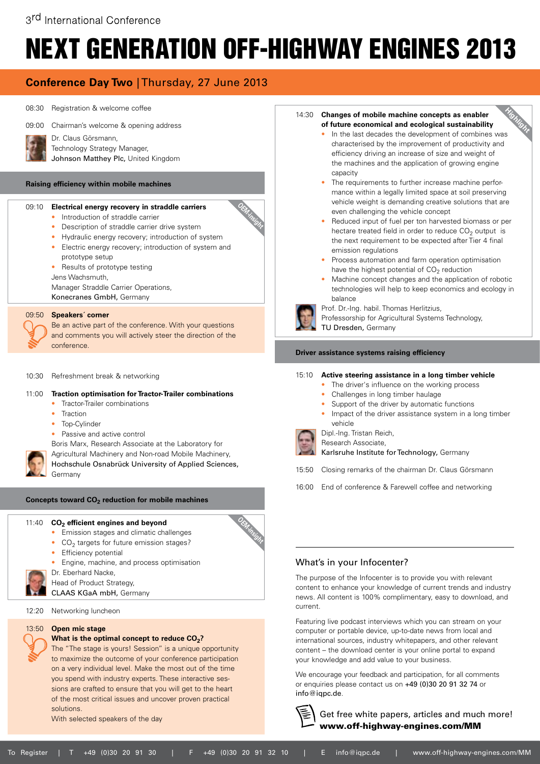3rd International Conference

# NEXT GENERATION OFF-HIGHWAY ENGINES 2013

## Conference Day Two | Thursday, 27 June 2013

08:30 Registration & welcome coffee

09:00 Chairman's welcome & opening address
Dr. Claus Görsmann,
Technology Strategy Manager,
Johnson Matthey Plc, United Kingdom

### Raising efficiency within mobile machines

09:10 **Electrical energy recovery in straddle carriers** *(OEM-insight)*

- Introduction of straddle carrier
- Description of straddle carrier drive system
- Hydraulic energy recovery; introduction of system
- Electric energy recovery; introduction of system and prototype setup
- Results of prototype testing

Jens Wachsmuth,
Manager Straddle Carrier Operations,
Konecranes GmbH, Germany

09:50 **Speakers´ corner**
Be an active part of the conference. With your questions and comments you will actively steer the direction of the conference.

10:30 Refreshment break & networking

11:00 **Traction optimisation for Tractor-Trailer combinations**

- Tractor-Trailer combinations
- Traction
- Top-Cylinder
- Passive and active control

Boris Marx, Research Associate at the Laboratory for Agricultural Machinery and Non-road Mobile Machinery,
Hochschule Osnabrück University of Applied Sciences, Germany

### Concepts toward $CO_2$ reduction for mobile machines

11:40 **$CO_2$ efficient engines and beyond** *(OEM-insight)*

- Emission stages and climatic challenges
- $CO_2$ targets for future emission stages?
- Efficiency potential
- Engine, machine, and process optimisation

Dr. Eberhard Nacke,
Head of Product Strategy,
CLAAS KGaA mbH, Germany

12:20 Networking luncheon

13:50 **Open mic stage**
**What is the optimal concept to reduce $CO_2$?**
The "The stage is yours! Session" is a unique opportunity to maximize the outcome of your conference participation on a very individual level. Make the most out of the time you spend with industry experts. These interactive sessions are crafted to ensure that you will get to the heart of the most critical issues and uncover proven practical solutions.
With selected speakers of the day

14:30 **Changes of mobile machine concepts as enabler of future economical and ecological sustainability** *(Highlight)*

- In the last decades the development of combines was characterised by the improvement of productivity and efficiency driving an increase of size and weight of the machines and the application of growing engine capacity
- The requirements to further increase machine performance within a legally limited space at soil preserving vehicle weight is demanding creative solutions that are even challenging the vehicle concept
- Reduced input of fuel per ton harvested biomass or per hectare treated field in order to reduce $CO_2$ output is the next requirement to be expected after Tier 4 final emission regulations
- Process automation and farm operation optimisation have the highest potential of $CO_2$ reduction
- Machine concept changes and the application of robotic technologies will help to keep economics and ecology in balance

Prof. Dr.-Ing. habil. Thomas Herlitzius,
Professorship for Agricultural Systems Technology,
TU Dresden, Germany

### Driver assistance systems raising efficiency

15:10 **Active steering assistance in a long timber vehicle**

- The driver's influence on the working process
- Challenges in long timber haulage
- Support of the driver by automatic functions
- Impact of the driver assistance system in a long timber vehicle

Dipl.-Ing. Tristan Reich,
Research Associate,
Karlsruhe Institute for Technology, Germany

15:50 Closing remarks of the chairman Dr. Claus Görsmann

16:00 End of conference & Farewell coffee and networking

### What's in your Infocenter?

The purpose of the Infocenter is to provide you with relevant content to enhance your knowledge of current trends and industry news. All content is 100% complimentary, easy to download, and current.

Featuring live podcast interviews which you can stream on your computer or portable device, up-to-date news from local and international sources, industry whitepapers, and other relevant content – the download center is your online portal to expand your knowledge and add value to your business.

We encourage your feedback and participation, for all comments or enquiries please contact us on +49 (0)30 20 91 32 74 or info@iqpc.de.

Get free white papers, articles and much more!
**www.off-highway-engines.com/MM**

To Register | T +49 (0)30 20 91 30 | F +49 (0)30 20 91 32 10 | E info@iqpc.de | www.off-highway-engines.com/MM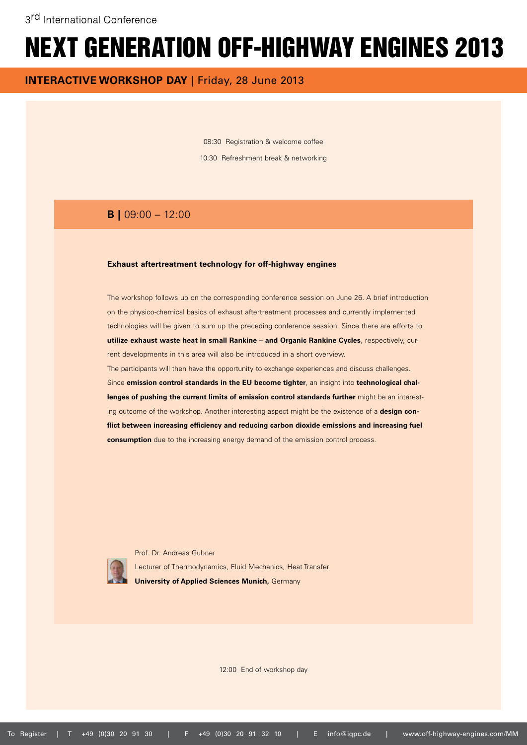3rd International Conference

# NEXT GENERATION OFF-HIGHWAY ENGINES 2013

## INTERACTIVE WORKSHOP DAY | Friday, 28 June 2013

08:30 Registration & welcome coffee

10:30 Refreshment break & networking

### B | 09:00 – 12:00

**Exhaust aftertreatment technology for off-highway engines**

The workshop follows up on the corresponding conference session on June 26. A brief introduction on the physico-chemical basics of exhaust aftertreatment processes and currently implemented technologies will be given to sum up the preceding conference session. Since there are efforts to **utilize exhaust waste heat in small Rankine – and Organic Rankine Cycles**, respectively, current developments in this area will also be introduced in a short overview.

The participants will then have the opportunity to exchange experiences and discuss challenges. Since **emission control standards in the EU become tighter**, an insight into **technological challenges of pushing the current limits of emission control standards further** might be an interesting outcome of the workshop. Another interesting aspect might be the existence of a **design conflict between increasing efficiency and reducing carbon dioxide emissions and increasing fuel consumption** due to the increasing energy demand of the emission control process.

Prof. Dr. Andreas Gubner
Lecturer of Thermodynamics, Fluid Mechanics, Heat Transfer
**University of Applied Sciences Munich,** Germany

12:00 End of workshop day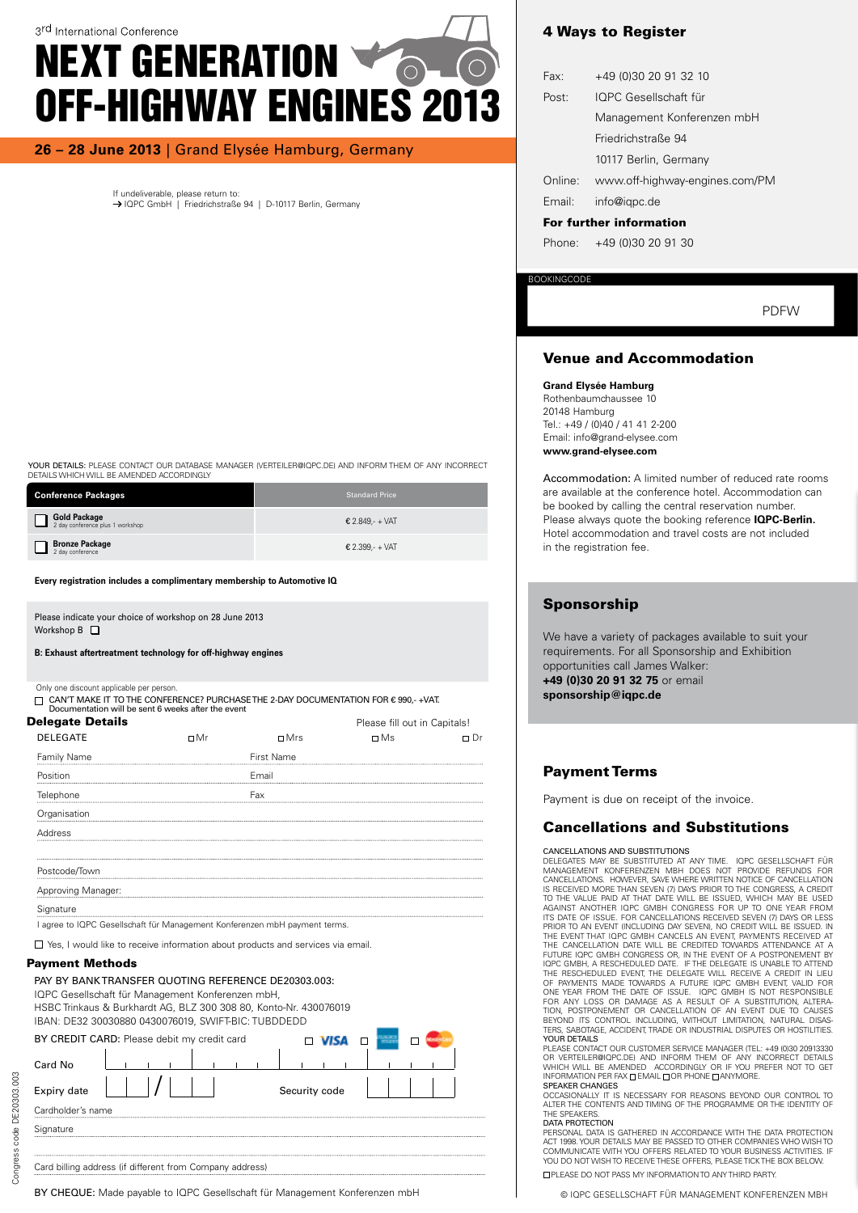3[rd] International Conference

# NEXT GENERATION OFF-HIGHWAY ENGINES 2013

**26 – 28 June 2013** | Grand Elysée Hamburg, Germany

If undeliverable, please return to:
→ IQPC GmbH | Friedrichstraße 94 | D-10117 Berlin, Germany

YOUR DETAILS: PLEASE CONTACT OUR DATABASE MANAGER (VERTEILER@IQPC.DE) AND INFORM THEM OF ANY INCORRECT DETAILS WHICH WILL BE AMENDED ACCORDINGLY

| Conference Packages | Standard Price |
|---|---|
| ☐ **Gold Package** 2 day conference plus 1 workshop | € 2.849,- + VAT |
| ☐ **Bronze Package** 2 day conference | € 2.399,- + VAT |

**Every registration includes a complimentary membership to Automotive IQ**

Please indicate your choice of workshop on 28 June 2013
Workshop B ☐

**B: Exhaust aftertreatment technology for off-highway engines**

Only one discount applicable per person.

☐ CAN'T MAKE IT TO THE CONFERENCE? PURCHASE THE 2-DAY DOCUMENTATION FOR € 990,- +VAT.
Documentation will be sent 6 weeks after the event

## Delegate Details

Please fill out in Capitals!

DELEGATE ☐Mr ☐Mrs ☐Ms ☐Dr

Family Name ______ First Name ______

Position ______ Email ______

Telephone ______ Fax ______

Organisation ______

Address ______

Postcode/Town ______

Approving Manager: ______

Signature ______

I agree to IQPC Gesellschaft für Management Konferenzen mbH payment terms.

☐ Yes, I would like to receive information about products and services via email.

## Payment Methods

PAY BY BANK TRANSFER QUOTING REFERENCE DE20303.003:
IQPC Gesellschaft für Management Konferenzen mbH,
HSBC Trinkaus & Burkhardt AG, BLZ 300 308 80, Konto-Nr. 430076019
IBAN: DE32 30030880 0430076019, SWIFT-BIC: TUBDDEDD

BY CREDIT CARD: Please debit my credit card ☐ VISA ☐ American Express ☐ MasterCard

Card No ______

Expiry date __ / __ Security code ______

Cardholder's name ______

Signature ______

Card billing address (if different from Company address) ______

BY CHEQUE: Made payable to IQPC Gesellschaft für Management Konferenzen mbH

Congress code DE20303.003

## 4 Ways to Register

Fax: +49 (0)30 20 91 32 10

Post: IQPC Gesellschaft für Management Konferenzen mbH
Friedrichstraße 94
10117 Berlin, Germany

Online: www.off-highway-engines.com/PM

Email: info@iqpc.de

**For further information**

Phone: +49 (0)30 20 91 30

BOOKINGCODE

PDFW

## Venue and Accommodation

**Grand Elysée Hamburg**
Rothenbaumchaussee 10
20148 Hamburg
Tel.: +49 / (0)40 / 41 41 2-200
Email: info@grand-elysee.com
**www.grand-elysee.com**

Accommodation: A limited number of reduced rate rooms are available at the conference hotel. Accommodation can be booked by calling the central reservation number. Please always quote the booking reference **IQPC-Berlin.** Hotel accommodation and travel costs are not included in the registration fee.

## Sponsorship

We have a variety of packages available to suit your requirements. For all Sponsorship and Exhibition opportunities call James Walker:
**+49 (0)30 20 91 32 75** or email
**sponsorship@iqpc.de**

## Payment Terms

Payment is due on receipt of the invoice.

## Cancellations and Substitutions

CANCELLATIONS AND SUBSTITUTIONS
DELEGATES MAY BE SUBSTITUTED AT ANY TIME. IQPC GESELLSCHAFT FÜR MANAGEMENT KONFERENZEN MBH DOES NOT PROVIDE REFUNDS FOR CANCELLATIONS. HOWEVER, SAVE WHERE WRITTEN NOTICE OF CANCELLATION IS RECEIVED MORE THAN SEVEN (7) DAYS PRIOR TO THE CONGRESS, A CREDIT TO THE VALUE PAID AT THAT DATE WILL BE ISSUED, WHICH MAY BE USED AGAINST ANOTHER IQPC GMBH CONGRESS FOR UP TO ONE YEAR FROM ITS DATE OF ISSUE. FOR CANCELLATIONS RECEIVED SEVEN (7) DAYS OR LESS PRIOR TO AN EVENT (INCLUDING DAY SEVEN), NO CREDIT WILL BE ISSUED. IN THE EVENT THAT IQPC GMBH CANCELS AN EVENT, PAYMENTS RECEIVED AT THE CANCELLATION DATE WILL BE CREDITED TOWARDS ATTENDANCE AT A FUTURE IQPC GMBH CONGRESS OR, IN THE EVENT OF A POSTPONEMENT BY IQPC GMBH, A RESCHEDULED DATE. IF THE DELEGATE IS UNABLE TO ATTEND THE RESCHEDULED EVENT, THE DELEGATE WILL RECEIVE A CREDIT IN LIEU OF PAYMENTS MADE TOWARDS A FUTURE IQPC GMBH EVENT, VALID FOR ONE YEAR FROM THE DATE OF ISSUE. IQPC GMBH IS NOT RESPONSIBLE FOR ANY LOSS OR DAMAGE AS A RESULT OF A SUBSTITUTION, ALTERATION, POSTPONEMENT OR CANCELLATION OF AN EVENT DUE TO CAUSES BEYOND ITS CONTROL INCLUDING, WITHOUT LIMITATION, NATURAL DISASTERS, SABOTAGE, ACCIDENT, TRADE OR INDUSTRIAL DISPUTES OR HOSTILITIES.

YOUR DETAILS
PLEASE CONTACT OUR CUSTOMER SERVICE MANAGER (TEL: +49 (0)30 20913330 OR VERTEILER@IQPC.DE) AND INFORM THEM OF ANY INCORRECT DETAILS WHICH WILL BE AMENDED ACCORDINGLY OR IF YOU PREFER NOT TO GET INFORMATION PER FAX ☐ EMAIL ☐ OR PHONE ☐ ANYMORE.

SPEAKER CHANGES
OCCASIONALLY IT IS NECESSARY FOR REASONS BEYOND OUR CONTROL TO ALTER THE CONTENTS AND TIMING OF THE PROGRAMME OR THE IDENTITY OF THE SPEAKERS.

DATA PROTECTION
PERSONAL DATA IS GATHERED IN ACCORDANCE WITH THE DATA PROTECTION ACT 1998. YOUR DETAILS MAY BE PASSED TO OTHER COMPANIES WHO WISH TO COMMUNICATE WITH YOU OFFERS RELATED TO YOUR BUSINESS ACTIVITIES. IF YOU DO NOT WISH TO RECEIVE THESE OFFERS, PLEASE TICK THE BOX BELOW.

☐ PLEASE DO NOT PASS MY INFORMATION TO ANY THIRD PARTY.

© IQPC GESELLSCHAFT FÜR MANAGEMENT KONFERENZEN MBH